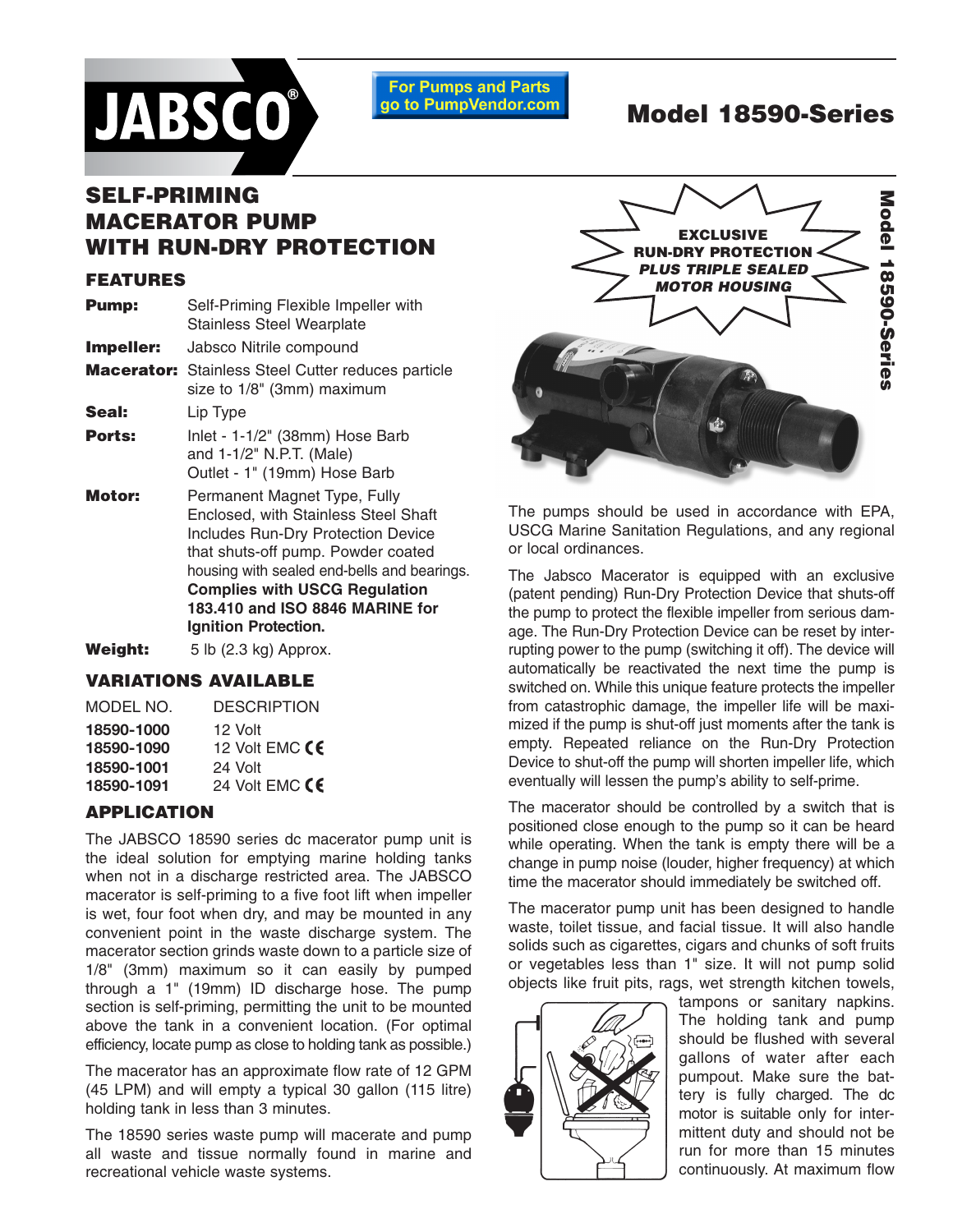# JABSCO®

For Pumps and Parts go to PumpVendor.com

# Model 18590-Series

## SELF-PRIMING MACERATOR PUMP WITH RUN-DRY PROTECTION

### FEATURES

| | |
|---|---|
| **Pump:** | Self-Priming Flexible Impeller with Stainless Steel Wearplate |
| **Impeller:** | Jabsco Nitrile compound |
| **Macerator:** | Stainless Steel Cutter reduces particle size to 1/8" (3mm) maximum |
| **Seal:** | Lip Type |
| **Ports:** | Inlet - 1-1/2" (38mm) Hose Barb and 1-1/2" N.P.T. (Male)<br>Outlet - 1" (19mm) Hose Barb |
| **Motor:** | Permanent Magnet Type, Fully Enclosed, with Stainless Steel Shaft Includes Run-Dry Protection Device that shuts-off pump. Powder coated housing with sealed end-bells and bearings. **Complies with USCG Regulation 183.410 and ISO 8846 MARINE for Ignition Protection.** |
| **Weight:** | 5 lb (2.3 kg) Approx. |

### VARIATIONS AVAILABLE

| MODEL NO. | DESCRIPTION |
|---|---|
| **18590-1000** | 12 Volt |
| **18590-1090** | 12 Volt EMC CE |
| **18590-1001** | 24 Volt |
| **18590-1091** | 24 Volt EMC CE |

### APPLICATION

The JABSCO 18590 series dc macerator pump unit is the ideal solution for emptying marine holding tanks when not in a discharge restricted area. The JABSCO macerator is self-priming to a five foot lift when impeller is wet, four foot when dry, and may be mounted in any convenient point in the waste discharge system. The macerator section grinds waste down to a particle size of 1/8" (3mm) maximum so it can easily by pumped through a 1" (19mm) ID discharge hose. The pump section is self-priming, permitting the unit to be mounted above the tank in a convenient location. (For optimal efficiency, locate pump as close to holding tank as possible.)

The macerator has an approximate flow rate of 12 GPM (45 LPM) and will empty a typical 30 gallon (115 litre) holding tank in less than 3 minutes.

The 18590 series waste pump will macerate and pump all waste and tissue normally found in marine and recreational vehicle waste systems.

**EXCLUSIVE RUN-DRY PROTECTION *PLUS TRIPLE SEALED MOTOR HOUSING***

The pumps should be used in accordance with EPA, USCG Marine Sanitation Regulations, and any regional or local ordinances.

The Jabsco Macerator is equipped with an exclusive (patent pending) Run-Dry Protection Device that shuts-off the pump to protect the flexible impeller from serious damage. The Run-Dry Protection Device can be reset by interrupting power to the pump (switching it off). The device will automatically be reactivated the next time the pump is switched on. While this unique feature protects the impeller from catastrophic damage, the impeller life will be maximized if the pump is shut-off just moments after the tank is empty. Repeated reliance on the Run-Dry Protection Device to shut-off the pump will shorten impeller life, which eventually will lessen the pump's ability to self-prime.

The macerator should be controlled by a switch that is positioned close enough to the pump so it can be heard while operating. When the tank is empty there will be a change in pump noise (louder, higher frequency) at which time the macerator should immediately be switched off.

The macerator pump unit has been designed to handle waste, toilet tissue, and facial tissue. It will also handle solids such as cigarettes, cigars and chunks of soft fruits or vegetables less than 1" size. It will not pump solid objects like fruit pits, rags, wet strength kitchen towels, tampons or sanitary napkins. The holding tank and pump should be flushed with several gallons of water after each pumpout. Make sure the battery is fully charged. The dc motor is suitable only for intermittent duty and should not be run for more than 15 minutes continuously. At maximum flow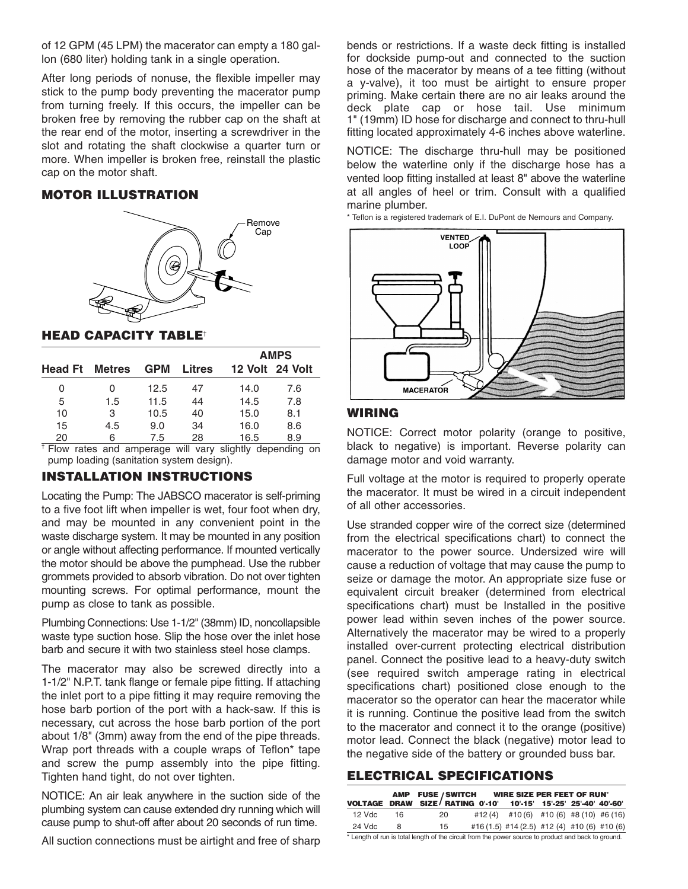of 12 GPM (45 LPM) the macerator can empty a 180 gallon (680 liter) holding tank in a single operation.

After long periods of nonuse, the flexible impeller may stick to the pump body preventing the macerator pump from turning freely. If this occurs, the impeller can be broken free by removing the rubber cap on the shaft at the rear end of the motor, inserting a screwdriver in the slot and rotating the shaft clockwise a quarter turn or more. When impeller is broken free, reinstall the plastic cap on the motor shaft.

## MOTOR ILLUSTRATION

Remove Cap

## HEAD CAPACITY TABLE†

| Head Ft | Metres | GPM | Litres | AMPS 12 Volt | AMPS 24 Volt |
|---|---|---|---|---|---|
| 0 | 0 | 12.5 | 47 | 14.0 | 7.6 |
| 5 | 1.5 | 11.5 | 44 | 14.5 | 7.8 |
| 10 | 3 | 10.5 | 40 | 15.0 | 8.1 |
| 15 | 4.5 | 9.0 | 34 | 16.0 | 8.6 |
| 20 | 6 | 7.5 | 28 | 16.5 | 8.9 |

† Flow rates and amperage will vary slightly depending on pump loading (sanitation system design).

## INSTALLATION INSTRUCTIONS

Locating the Pump: The JABSCO macerator is self-priming to a five foot lift when impeller is wet, four foot when dry, and may be mounted in any convenient point in the waste discharge system. It may be mounted in any position or angle without affecting performance. If mounted vertically the motor should be above the pumphead. Use the rubber grommets provided to absorb vibration. Do not over tighten mounting screws. For optimal performance, mount the pump as close to tank as possible.

Plumbing Connections: Use 1-1/2" (38mm) ID, noncollapsible waste type suction hose. Slip the hose over the inlet hose barb and secure it with two stainless steel hose clamps.

The macerator may also be screwed directly into a 1-1/2" N.P.T. tank flange or female pipe fitting. If attaching the inlet port to a pipe fitting it may require removing the hose barb portion of the port with a hack-saw. If this is necessary, cut across the hose barb portion of the port about 1/8" (3mm) away from the end of the pipe threads. Wrap port threads with a couple wraps of Teflon* tape and screw the pump assembly into the pipe fitting. Tighten hand tight, do not over tighten.

NOTICE: An air leak anywhere in the suction side of the plumbing system can cause extended dry running which will cause pump to shut-off after about 20 seconds of run time.

All suction connections must be airtight and free of sharp bends or restrictions. If a waste deck fitting is installed for dockside pump-out and connected to the suction hose of the macerator by means of a tee fitting (without a y-valve), it too must be airtight to ensure proper priming. Make certain there are no air leaks around the deck plate cap or hose tail. Use minimum 1" (19mm) ID hose for discharge and connect to thru-hull fitting located approximately 4-6 inches above waterline.

NOTICE: The discharge thru-hull may be positioned below the waterline only if the discharge hose has a vented loop fitting installed at least 8" above the waterline at all angles of heel or trim. Consult with a qualified marine plumber.

* Teflon is a registered trademark of E.I. DuPont de Nemours and Company.

VENTED LOOP

MACERATOR

## WIRING

NOTICE: Correct motor polarity (orange to positive, black to negative) is important. Reverse polarity can damage motor and void warranty.

Full voltage at the motor is required to properly operate the macerator. It must be wired in a circuit independent of all other accessories.

Use stranded copper wire of the correct size (determined from the electrical specifications chart) to connect the macerator to the power source. Undersized wire will cause a reduction of voltage that may cause the pump to seize or damage the motor. An appropriate size fuse or equivalent circuit breaker (determined from electrical specifications chart) must be Installed in the positive power lead within seven inches of the power source. Alternatively the macerator may be wired to a properly installed over-current protecting electrical distribution panel. Connect the positive lead to a heavy-duty switch (see required switch amperage rating in electrical specifications chart) positioned close enough to the macerator so the operator can hear the macerator while it is running. Continue the positive lead from the switch to the macerator and connect it to the orange (positive) motor lead. Connect the black (negative) motor lead to the negative side of the battery or grounded buss bar.

## ELECTRICAL SPECIFICATIONS

| VOLTAGE | AMP DRAW | FUSE SIZE / SWITCH RATING | WIRE SIZE PER FEET OF RUN* 0'-10' | 10'-15' | 15'-25' | 25'-40' | 40'-60' |
|---|---|---|---|---|---|---|---|
| 12 Vdc | 16 | 20 | #12 (4) | #10 (6) | #10 (6) | #8 (10) | #6 (16) |
| 24 Vdc | 8 | 15 | #16 (1.5) | #14 (2.5) | #12 (4) | #10 (6) | #10 (6) |

* Length of run is total length of the circuit from the power source to product and back to ground.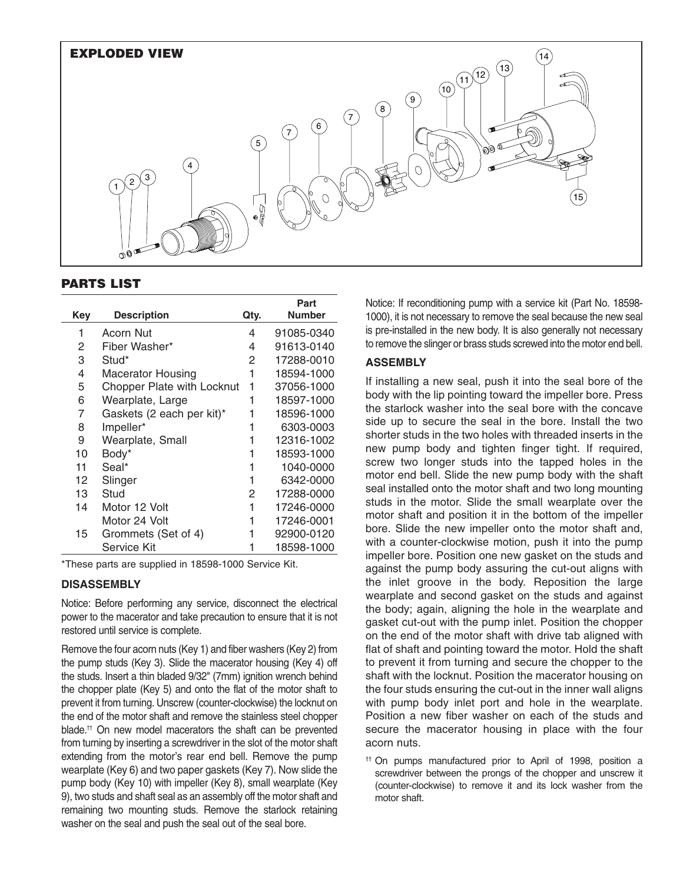## EXPLODED VIEW

## PARTS LIST

| Key | Description | Qty. | Part Number |
|---|---|---|---|
| 1 | Acorn Nut | 4 | 91085-0340 |
| 2 | Fiber Washer* | 4 | 91613-0140 |
| 3 | Stud* | 2 | 17288-0010 |
| 4 | Macerator Housing | 1 | 18594-1000 |
| 5 | Chopper Plate with Locknut | 1 | 37056-1000 |
| 6 | Wearplate, Large | 1 | 18597-1000 |
| 7 | Gaskets (2 each per kit)* | 1 | 18596-1000 |
| 8 | Impeller* | 1 | 6303-0003 |
| 9 | Wearplate, Small | 1 | 12316-1002 |
| 10 | Body* | 1 | 18593-1000 |
| 11 | Seal* | 1 | 1040-0000 |
| 12 | Slinger | 1 | 6342-0000 |
| 13 | Stud | 2 | 17288-0000 |
| 14 | Motor 12 Volt | 1 | 17246-0000 |
| | Motor 24 Volt | 1 | 17246-0001 |
| 15 | Grommets (Set of 4) | 1 | 92900-0120 |
| | Service Kit | 1 | 18598-1000 |

*These parts are supplied in 18598-1000 Service Kit.

### DISASSEMBLY

Notice: Before performing any service, disconnect the electrical power to the macerator and take precaution to ensure that it is not restored until service is complete.

Remove the four acorn nuts (Key 1) and fiber washers (Key 2) from the pump studs (Key 3). Slide the macerator housing (Key 4) off the studs. Insert a thin bladed 9/32" (7mm) ignition wrench behind the chopper plate (Key 5) and onto the flat of the motor shaft to prevent it from turning. Unscrew (counter-clockwise) the locknut on the end of the motor shaft and remove the stainless steel chopper blade.[††] On new model macerators the shaft can be prevented from turning by inserting a screwdriver in the slot of the motor shaft extending from the motor's rear end bell. Remove the pump wearplate (Key 6) and two paper gaskets (Key 7). Now slide the pump body (Key 10) with impeller (Key 8), small wearplate (Key 9), two studs and shaft seal as an assembly off the motor shaft and remaining two mounting studs. Remove the starlock retaining washer on the seal and push the seal out of the seal bore.

Notice: If reconditioning pump with a service kit (Part No. 18598-1000), it is not necessary to remove the seal because the new seal is pre-installed in the new body. It is also generally not necessary to remove the slinger or brass studs screwed into the motor end bell.

### ASSEMBLY

If installing a new seal, push it into the seal bore of the body with the lip pointing toward the impeller bore. Press the starlock washer into the seal bore with the concave side up to secure the seal in the bore. Install the two shorter studs in the two holes with threaded inserts in the new pump body and tighten finger tight. If required, screw two longer studs into the tapped holes in the motor end bell. Slide the new pump body with the shaft seal installed onto the motor shaft and two long mounting studs in the motor. Slide the small wearplate over the motor shaft and position it in the bottom of the impeller bore. Slide the new impeller onto the motor shaft and, with a counter-clockwise motion, push it into the pump impeller bore. Position one new gasket on the studs and against the pump body assuring the cut-out aligns with the inlet groove in the body. Reposition the large wearplate and second gasket on the studs and against the body; again, aligning the hole in the wearplate and gasket cut-out with the pump inlet. Position the chopper on the end of the motor shaft with drive tab aligned with flat of shaft and pointing toward the motor. Hold the shaft to prevent it from turning and secure the chopper to the shaft with the locknut. Position the macerator housing on the four studs ensuring the cut-out in the inner wall aligns with pump body inlet port and hole in the wearplate. Position a new fiber washer on each of the studs and secure the macerator housing in place with the four acorn nuts.

[††] On pumps manufactured prior to April of 1998, position a screwdriver between the prongs of the chopper and unscrew it (counter-clockwise) to remove it and its lock washer from the motor shaft.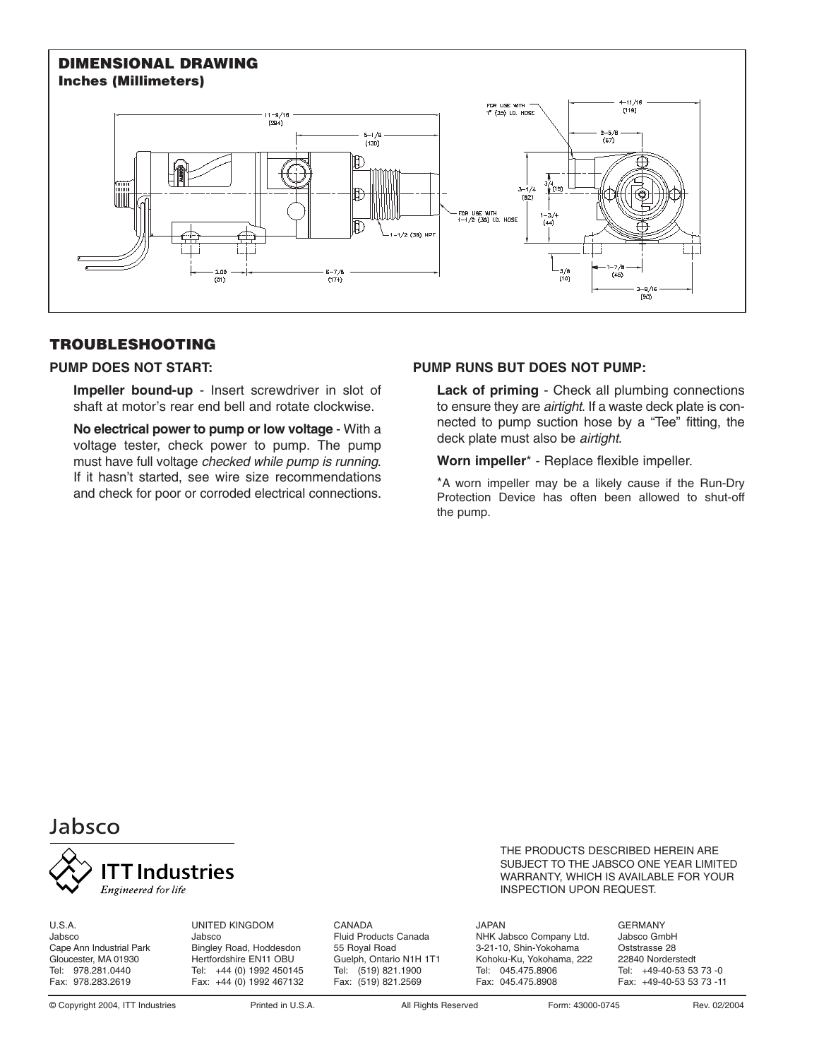## DIMENSIONAL DRAWING

**Inches (Millimeters)**

11-9/16 (294)

5-1/8 (130)

FOR USE WITH 1" (25) I.D. HOSE

4-11/16 (119)

2-5/8 (67)

3-1/4 (82)

3/4 (19)

1-3/4 (44)

FOR USE WITH 1-1/2 (38) I.D. HOSE

1-1/2 (38) NPT

2.06 (51)

6-7/8 (174)

3/8 (10)

1-7/8 (45)

3-9/16 (90)

## TROUBLESHOOTING

### PUMP DOES NOT START:

**Impeller bound-up** - Insert screwdriver in slot of shaft at motor's rear end bell and rotate clockwise.

**No electrical power to pump or low voltage** - With a voltage tester, check power to pump. The pump must have full voltage *checked while pump is running*. If it hasn't started, see wire size recommendations and check for poor or corroded electrical connections.

### PUMP RUNS BUT DOES NOT PUMP:

**Lack of priming** - Check all plumbing connections to ensure they are *airtight*. If a waste deck plate is connected to pump suction hose by a "Tee" fitting, the deck plate must also be *airtight*.

**Worn impeller*** - Replace flexible impeller.

*A worn impeller may be a likely cause if the Run-Dry Protection Device has often been allowed to shut-off the pump.

Jabsco

ITT Industries

*Engineered for life*

THE PRODUCTS DESCRIBED HEREIN ARE SUBJECT TO THE JABSCO ONE YEAR LIMITED WARRANTY, WHICH IS AVAILABLE FOR YOUR INSPECTION UPON REQUEST.

| U.S.A. | UNITED KINGDOM | CANADA | JAPAN | GERMANY |
|---|---|---|---|---|
| Jabsco | Jabsco | Fluid Products Canada | NHK Jabsco Company Ltd. | Jabsco GmbH |
| Cape Ann Industrial Park | Bingley Road, Hoddesdon | 55 Royal Road | 3-21-10, Shin-Yokohama | Oststrasse 28 |
| Gloucester, MA 01930 | Hertfordshire EN11 OBU | Guelph, Ontario N1H 1T1 | Kohoku-Ku, Yokohama, 222 | 22840 Norderstedt |
| Tel: 978.281.0440 | Tel: +44 (0) 1992 450145 | Tel: (519) 821.1900 | Tel: 045.475.8906 | Tel: +49-40-53 53 73 -0 |
| Fax: 978.283.2619 | Fax: +44 (0) 1992 467132 | Fax: (519) 821.2569 | Fax: 045.475.8908 | Fax: +49-40-53 53 73 -11 |

© Copyright 2004, ITT Industries    Printed in U.S.A.    All Rights Reserved    Form: 43000-0745    Rev. 02/2004